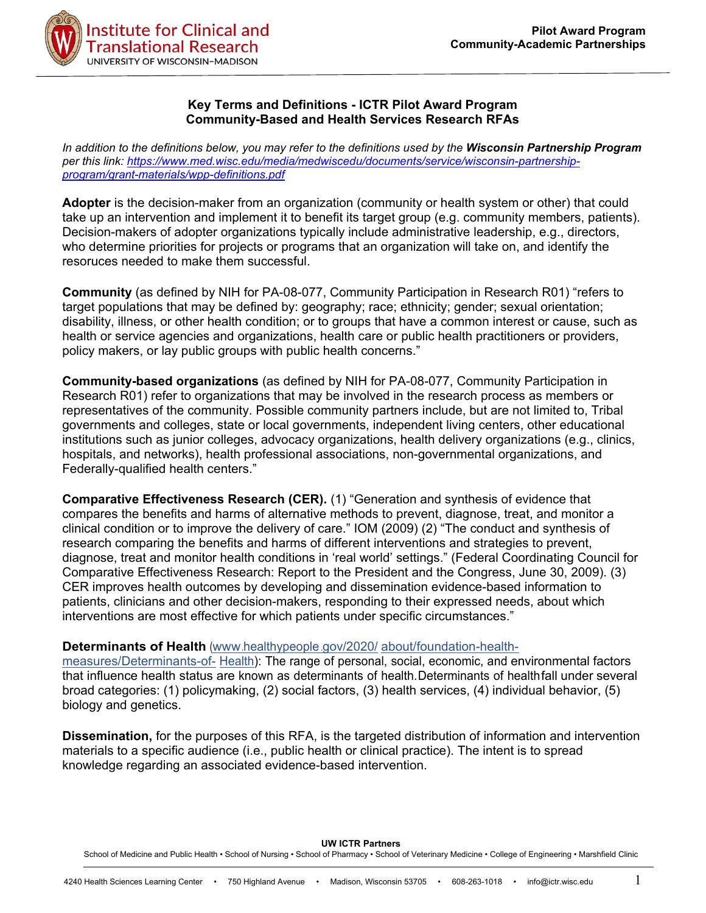# Key Terms and Definitions - ICTR Pilot Award Program
## Community-Based and Health Services Research RFAs

*In addition to the definitions below, you may refer to the definitions used by the **Wisconsin Partnership Program** per this link: [https://www.med.wisc.edu/media/medwiscedu/documents/service/wisconsin-partnership-program/grant-materials/wpp-definitions.pdf](https://www.med.wisc.edu/media/medwiscedu/documents/service/wisconsin-partnership-program/grant-materials/wpp-definitions.pdf)*

**Adopter** is the decision-maker from an organization (community or health system or other) that could take up an intervention and implement it to benefit its target group (e.g. community members, patients). Decision-makers of adopter organizations typically include administrative leadership, e.g., directors, who determine priorities for projects or programs that an organization will take on, and identify the resoruces needed to make them successful.

**Community** (as defined by NIH for PA-08-077, Community Participation in Research R01) "refers to target populations that may be defined by: geography; race; ethnicity; gender; sexual orientation; disability, illness, or other health condition; or to groups that have a common interest or cause, such as health or service agencies and organizations, health care or public health practitioners or providers, policy makers, or lay public groups with public health concerns."

**Community-based organizations** (as defined by NIH for PA-08-077, Community Participation in Research R01) refer to organizations that may be involved in the research process as members or representatives of the community. Possible community partners include, but are not limited to, Tribal governments and colleges, state or local governments, independent living centers, other educational institutions such as junior colleges, advocacy organizations, health delivery organizations (e.g., clinics, hospitals, and networks), health professional associations, non-governmental organizations, and Federally-qualified health centers."

**Comparative Effectiveness Research (CER).** (1) "Generation and synthesis of evidence that compares the benefits and harms of alternative methods to prevent, diagnose, treat, and monitor a clinical condition or to improve the delivery of care." IOM (2009) (2) "The conduct and synthesis of research comparing the benefits and harms of different interventions and strategies to prevent, diagnose, treat and monitor health conditions in 'real world' settings." (Federal Coordinating Council for Comparative Effectiveness Research: Report to the President and the Congress, June 30, 2009). (3) CER improves health outcomes by developing and dissemination evidence-based information to patients, clinicians and other decision-makers, responding to their expressed needs, about which interventions are most effective for which patients under specific circumstances."

**Determinants of Health** ([www.healthypeople.gov/2020/ about/foundation-health-measures/Determinants-of- Health](www.healthypeople.gov/2020/about/foundation-health-measures/Determinants-of-Health)): The range of personal, social, economic, and environmental factors that influence health status are known as determinants of health. Determinants of health fall under several broad categories: (1) policymaking, (2) social factors, (3) health services, (4) individual behavior, (5) biology and genetics.

**Dissemination,** for the purposes of this RFA, is the targeted distribution of information and intervention materials to a specific audience (i.e., public health or clinical practice). The intent is to spread knowledge regarding an associated evidence-based intervention.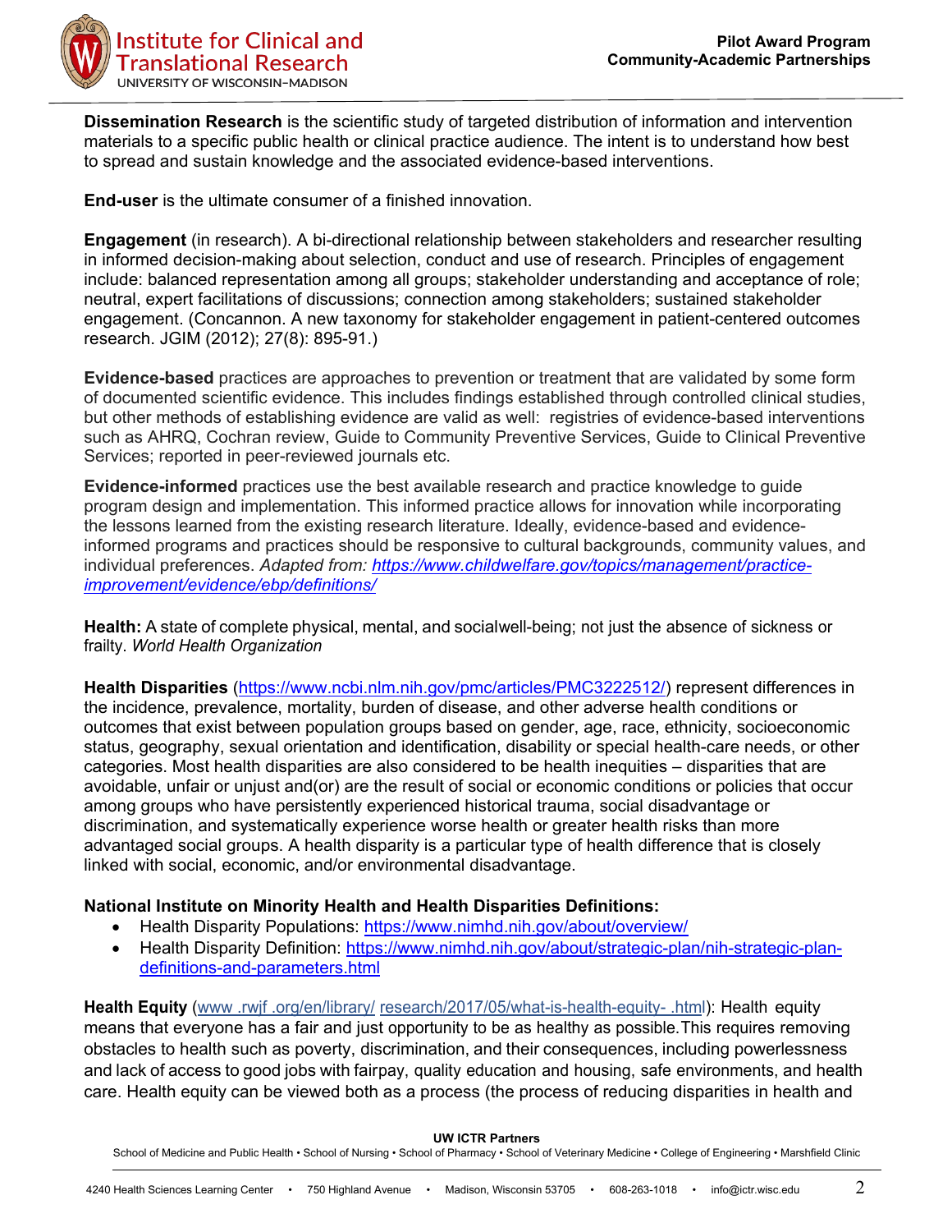**Dissemination Research** is the scientific study of targeted distribution of information and intervention materials to a specific public health or clinical practice audience. The intent is to understand how best to spread and sustain knowledge and the associated evidence-based interventions.

**End-user** is the ultimate consumer of a finished innovation.

**Engagement** (in research). A bi-directional relationship between stakeholders and researcher resulting in informed decision-making about selection, conduct and use of research. Principles of engagement include: balanced representation among all groups; stakeholder understanding and acceptance of role; neutral, expert facilitations of discussions; connection among stakeholders; sustained stakeholder engagement. (Concannon. A new taxonomy for stakeholder engagement in patient-centered outcomes research. JGIM (2012); 27(8): 895-91.)

**Evidence-based** practices are approaches to prevention or treatment that are validated by some form of documented scientific evidence. This includes findings established through controlled clinical studies, but other methods of establishing evidence are valid as well: registries of evidence-based interventions such as AHRQ, Cochran review, Guide to Community Preventive Services, Guide to Clinical Preventive Services; reported in peer-reviewed journals etc.

**Evidence-informed** practices use the best available research and practice knowledge to guide program design and implementation. This informed practice allows for innovation while incorporating the lessons learned from the existing research literature. Ideally, evidence-based and evidence-informed programs and practices should be responsive to cultural backgrounds, community values, and individual preferences. *Adapted from: https://www.childwelfare.gov/topics/management/practice-improvement/evidence/ebp/definitions/*

**Health:** A state of complete physical, mental, and socialwell-being; not just the absence of sickness or frailty. *World Health Organization*

**Health Disparities** (https://www.ncbi.nlm.nih.gov/pmc/articles/PMC3222512/) represent differences in the incidence, prevalence, mortality, burden of disease, and other adverse health conditions or outcomes that exist between population groups based on gender, age, race, ethnicity, socioeconomic status, geography, sexual orientation and identification, disability or special health-care needs, or other categories. Most health disparities are also considered to be health inequities – disparities that are avoidable, unfair or unjust and(or) are the result of social or economic conditions or policies that occur among groups who have persistently experienced historical trauma, social disadvantage or discrimination, and systematically experience worse health or greater health risks than more advantaged social groups. A health disparity is a particular type of health difference that is closely linked with social, economic, and/or environmental disadvantage.

**National Institute on Minority Health and Health Disparities Definitions:**

- Health Disparity Populations: https://www.nimhd.nih.gov/about/overview/
- Health Disparity Definition: https://www.nimhd.nih.gov/about/strategic-plan/nih-strategic-plan-definitions-and-parameters.html

**Health Equity** (www .rwjf .org/en/library/ research/2017/05/what-is-health-equity- .html): Health equity means that everyone has a fair and just opportunity to be as healthy as possible.This requires removing obstacles to health such as poverty, discrimination, and their consequences, including powerlessness and lack of access to good jobs with fairpay, quality education and housing, safe environments, and health care. Health equity can be viewed both as a process (the process of reducing disparities in health and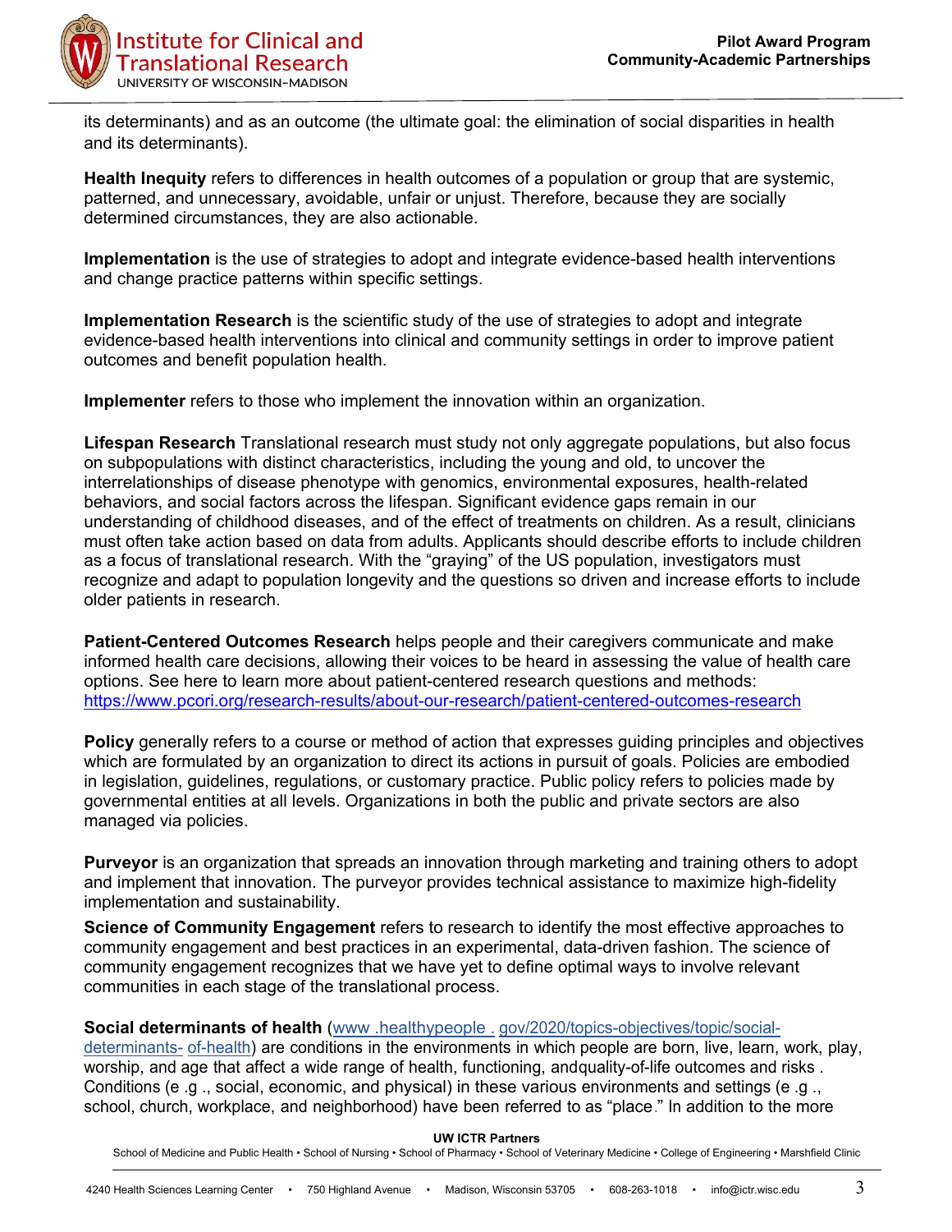its determinants) and as an outcome (the ultimate goal: the elimination of social disparities in health and its determinants).

**Health Inequity** refers to differences in health outcomes of a population or group that are systemic, patterned, and unnecessary, avoidable, unfair or unjust. Therefore, because they are socially determined circumstances, they are also actionable.

**Implementation** is the use of strategies to adopt and integrate evidence-based health interventions and change practice patterns within specific settings.

**Implementation Research** is the scientific study of the use of strategies to adopt and integrate evidence-based health interventions into clinical and community settings in order to improve patient outcomes and benefit population health.

**Implementer** refers to those who implement the innovation within an organization.

**Lifespan Research** Translational research must study not only aggregate populations, but also focus on subpopulations with distinct characteristics, including the young and old, to uncover the interrelationships of disease phenotype with genomics, environmental exposures, health-related behaviors, and social factors across the lifespan. Significant evidence gaps remain in our understanding of childhood diseases, and of the effect of treatments on children. As a result, clinicians must often take action based on data from adults. Applicants should describe efforts to include children as a focus of translational research. With the "graying" of the US population, investigators must recognize and adapt to population longevity and the questions so driven and increase efforts to include older patients in research.

**Patient-Centered Outcomes Research** helps people and their caregivers communicate and make informed health care decisions, allowing their voices to be heard in assessing the value of health care options. See here to learn more about patient-centered research questions and methods: [https://www.pcori.org/research-results/about-our-research/patient-centered-outcomes-research](https://www.pcori.org/research-results/about-our-research/patient-centered-outcomes-research)

**Policy** generally refers to a course or method of action that expresses guiding principles and objectives which are formulated by an organization to direct its actions in pursuit of goals. Policies are embodied in legislation, guidelines, regulations, or customary practice. Public policy refers to policies made by governmental entities at all levels. Organizations in both the public and private sectors are also managed via policies.

**Purveyor** is an organization that spreads an innovation through marketing and training others to adopt and implement that innovation. The purveyor provides technical assistance to maximize high-fidelity implementation and sustainability.

**Science of Community Engagement** refers to research to identify the most effective approaches to community engagement and best practices in an experimental, data-driven fashion. The science of community engagement recognizes that we have yet to define optimal ways to involve relevant communities in each stage of the translational process.

**Social determinants of health** (www .healthypeople . gov/2020/topics-objectives/topic/social-determinants- of-health) are conditions in the environments in which people are born, live, learn, work, play, worship, and age that affect a wide range of health, functioning, andquality-of-life outcomes and risks . Conditions (e .g ., social, economic, and physical) in these various environments and settings (e .g ., school, church, workplace, and neighborhood) have been referred to as "place." In addition to the more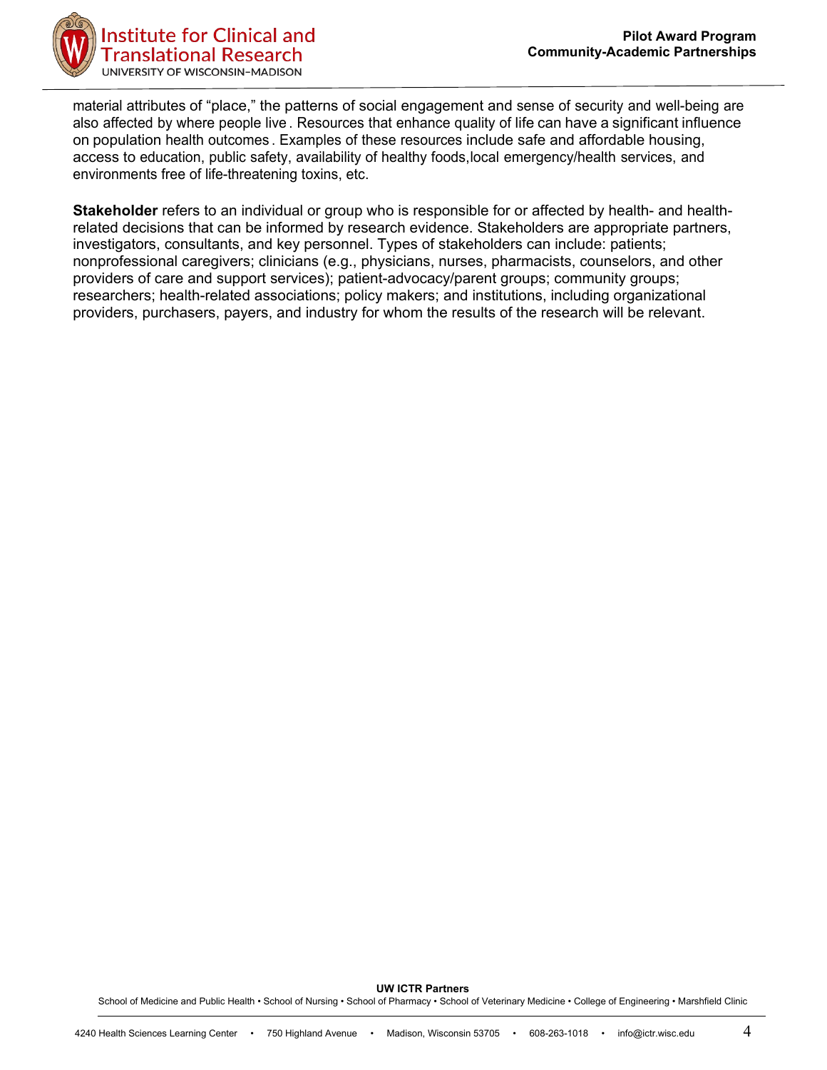material attributes of "place," the patterns of social engagement and sense of security and well-being are also affected by where people live. Resources that enhance quality of life can have a significant influence on population health outcomes. Examples of these resources include safe and affordable housing, access to education, public safety, availability of healthy foods,local emergency/health services, and environments free of life-threatening toxins, etc.

**Stakeholder** refers to an individual or group who is responsible for or affected by health- and health-related decisions that can be informed by research evidence. Stakeholders are appropriate partners, investigators, consultants, and key personnel. Types of stakeholders can include: patients; nonprofessional caregivers; clinicians (e.g., physicians, nurses, pharmacists, counselors, and other providers of care and support services); patient-advocacy/parent groups; community groups; researchers; health-related associations; policy makers; and institutions, including organizational providers, purchasers, payers, and industry for whom the results of the research will be relevant.